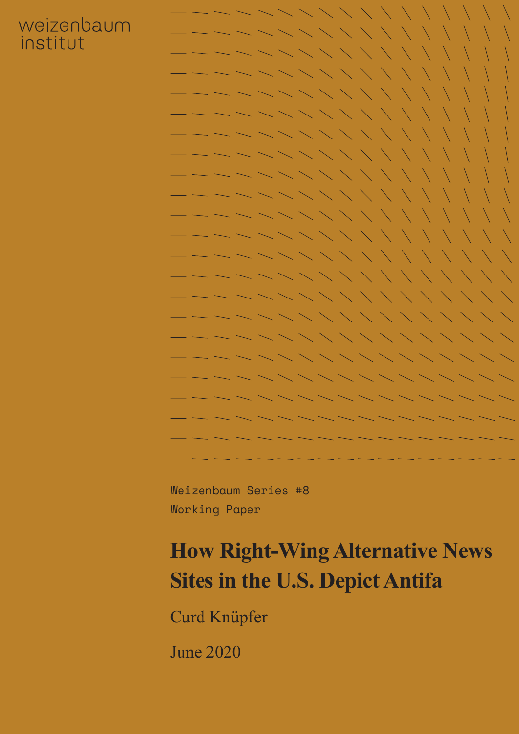weizenbaum institut

Weizenbaum Series #8

Working Paper

# How Right-Wing Alternative News Sites in the U.S. Depict Antifa

Curd Knüpfer

June 2020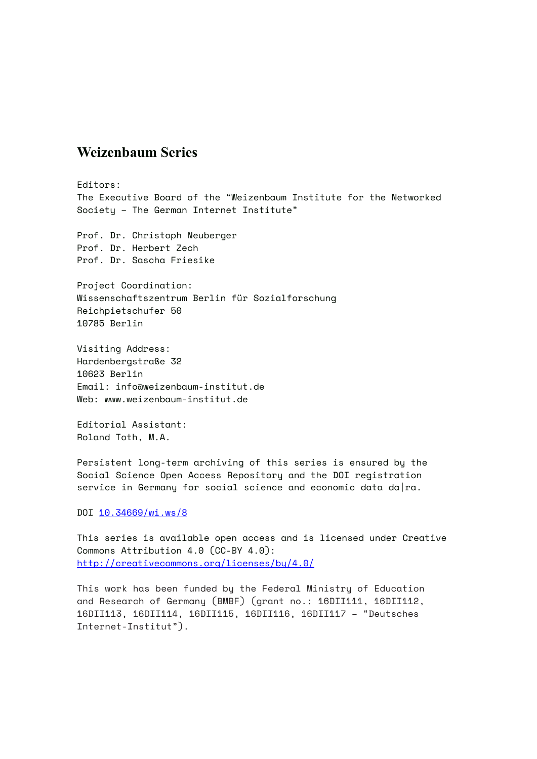# Weizenbaum Series

Editors:
The Executive Board of the "Weizenbaum Institute for the Networked Society – The German Internet Institute"

Prof. Dr. Christoph Neuberger
Prof. Dr. Herbert Zech
Prof. Dr. Sascha Friesike

Project Coordination:
Wissenschaftszentrum Berlin für Sozialforschung
Reichpietschufer 50
10785 Berlin

Visiting Address:
Hardenbergstraße 32
10623 Berlin
Email: info@weizenbaum-institut.de
Web: www.weizenbaum-institut.de

Editorial Assistant:
Roland Toth, M.A.

Persistent long-term archiving of this series is ensured by the Social Science Open Access Repository and the DOI registration service in Germany for social science and economic data da|ra.

DOI [10.34669/wi.ws/8](https://doi.org/10.34669/wi.ws/8)

This series is available open access and is licensed under Creative Commons Attribution 4.0 (CC-BY 4.0):
[http://creativecommons.org/licenses/by/4.0/](http://creativecommons.org/licenses/by/4.0/)

This work has been funded by the Federal Ministry of Education and Research of Germany (BMBF) (grant no.: 16DII111, 16DII112, 16DII113, 16DII114, 16DII115, 16DII116, 16DII117 – "Deutsches Internet-Institut").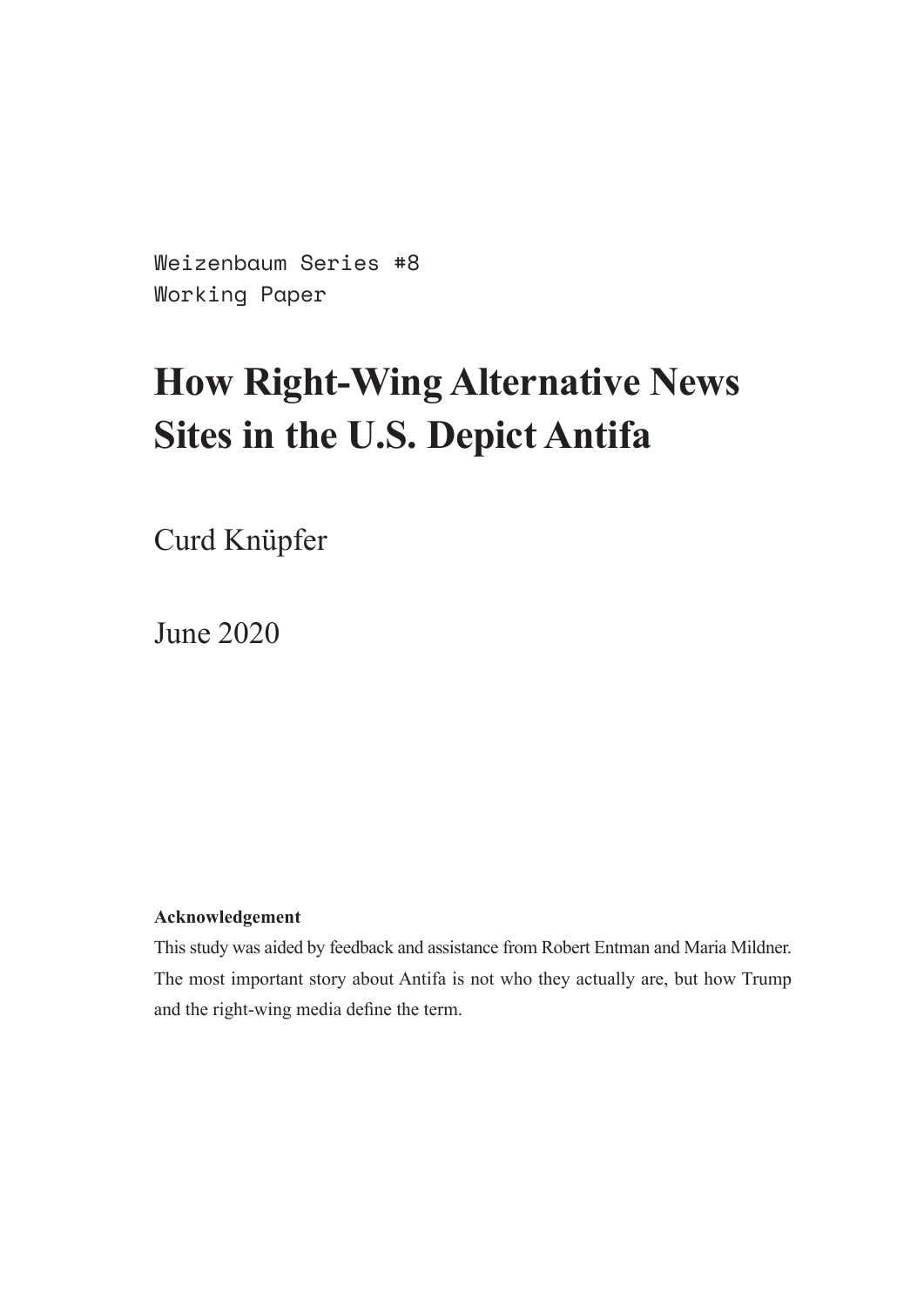Weizenbaum Series #8
Working Paper

# How Right-Wing Alternative News Sites in the U.S. Depict Antifa

Curd Knüpfer

June 2020

**Acknowledgement**

This study was aided by feedback and assistance from Robert Entman and Maria Mildner. The most important story about Antifa is not who they actually are, but how Trump and the right-wing media define the term.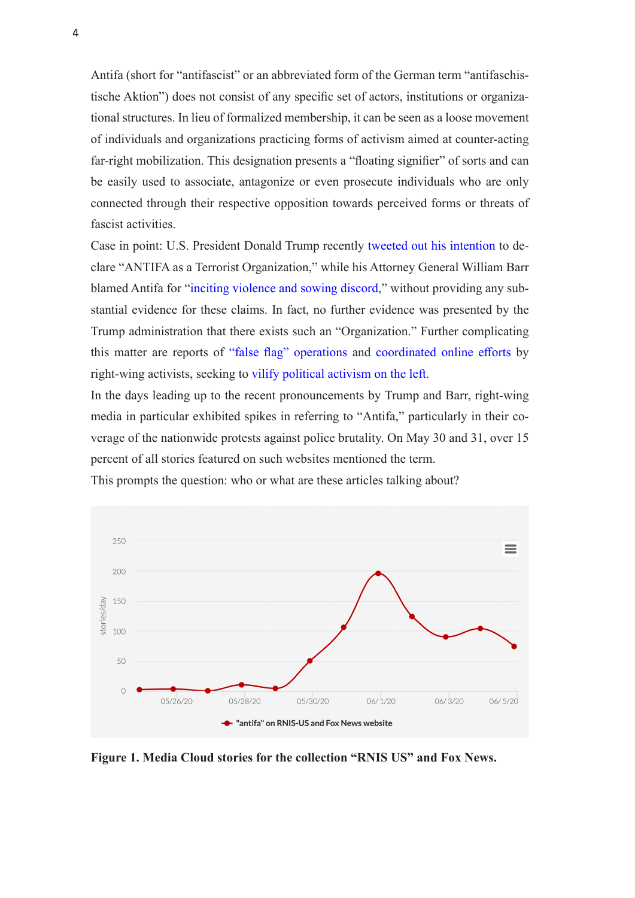Antifa (short for “antifascist” or an abbreviated form of the German term “antifaschistische Aktion”) does not consist of any specific set of actors, institutions or organizational structures. In lieu of formalized membership, it can be seen as a loose movement of individuals and organizations practicing forms of activism aimed at counter-acting far-right mobilization. This designation presents a “floating signifier” of sorts and can be easily used to associate, antagonize or even prosecute individuals who are only connected through their respective opposition towards perceived forms or threats of fascist activities.

Case in point: U.S. President Donald Trump recently tweeted out his intention to declare “ANTIFA as a Terrorist Organization,” while his Attorney General William Barr blamed Antifa for “inciting violence and sowing discord,” without providing any substantial evidence for these claims. In fact, no further evidence was presented by the Trump administration that there exists such an “Organization.” Further complicating this matter are reports of “false flag” operations and coordinated online efforts by right-wing activists, seeking to vilify political activism on the left.

In the days leading up to the recent pronouncements by Trump and Barr, right-wing media in particular exhibited spikes in referring to “Antifa,” particularly in their coverage of the nationwide protests against police brutality. On May 30 and 31, over 15 percent of all stories featured on such websites mentioned the term.

This prompts the question: who or what are these articles talking about?

**Figure 1. Media Cloud stories for the collection “RNIS US” and Fox News.**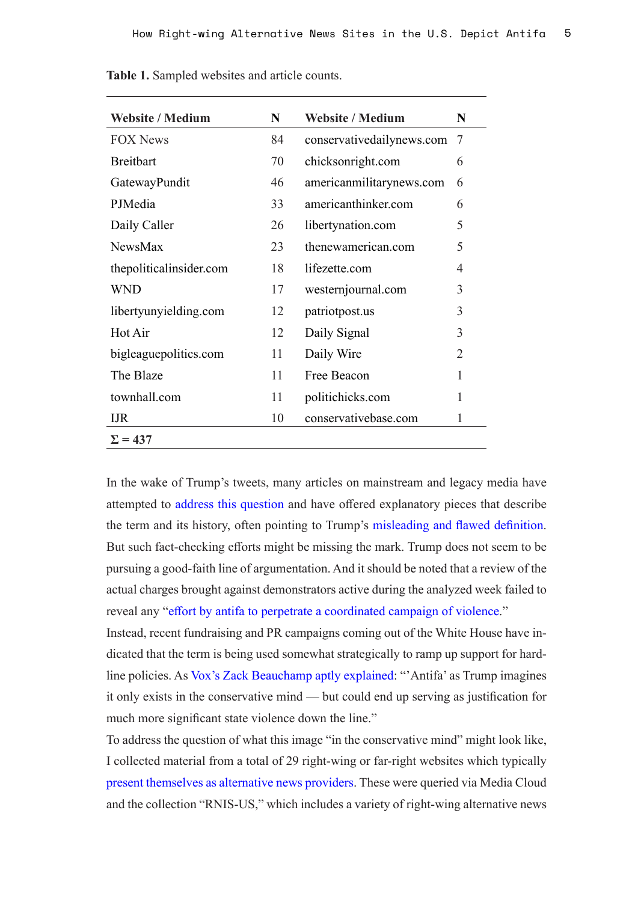**Table 1.** Sampled websites and article counts.

| Website / Medium | N | Website / Medium | N |
|---|---|---|---|
| FOX News | 84 | conservativedailynews.com | 7 |
| Breitbart | 70 | chicksonright.com | 6 |
| GatewayPundit | 46 | americanmilitarynews.com | 6 |
| PJMedia | 33 | americanthinker.com | 6 |
| Daily Caller | 26 | libertynation.com | 5 |
| NewsMax | 23 | thenewamerican.com | 5 |
| thepoliticalinsider.com | 18 | lifezette.com | 4 |
| WND | 17 | westernjournal.com | 3 |
| libertyunyielding.com | 12 | patriotpost.us | 3 |
| Hot Air | 12 | Daily Signal | 3 |
| bigleaguepolitics.com | 11 | Daily Wire | 2 |
| The Blaze | 11 | Free Beacon | 1 |
| townhall.com | 11 | politichicks.com | 1 |
| IJR | 10 | conservativebase.com | 1 |
| **Σ = 437** | | | |

In the wake of Trump's tweets, many articles on mainstream and legacy media have attempted to address this question and have offered explanatory pieces that describe the term and its history, often pointing to Trump's misleading and flawed definition. But such fact-checking efforts might be missing the mark. Trump does not seem to be pursuing a good-faith line of argumentation. And it should be noted that a review of the actual charges brought against demonstrators active during the analyzed week failed to reveal any "effort by antifa to perpetrate a coordinated campaign of violence."
Instead, recent fundraising and PR campaigns coming out of the White House have indicated that the term is being used somewhat strategically to ramp up support for hard-line policies. As Vox's Zack Beauchamp aptly explained: "'Antifa' as Trump imagines it only exists in the conservative mind — but could end up serving as justification for much more significant state violence down the line."
To address the question of what this image "in the conservative mind" might look like, I collected material from a total of 29 right-wing or far-right websites which typically present themselves as alternative news providers. These were queried via Media Cloud and the collection "RNIS-US," which includes a variety of right-wing alternative news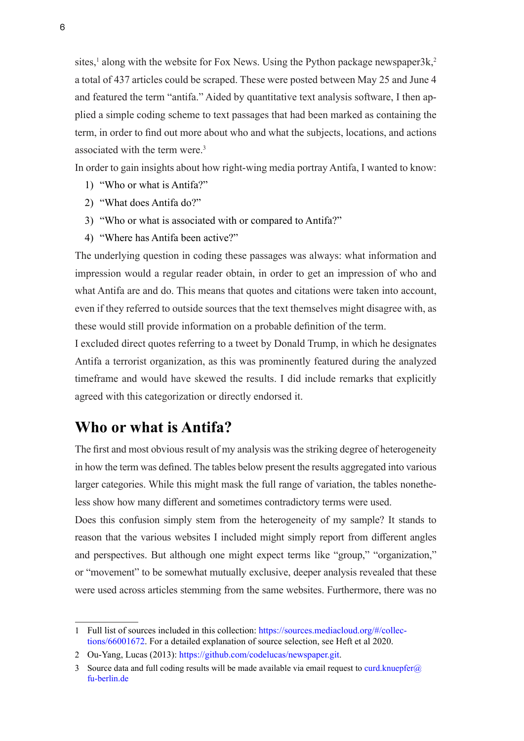sites,[1] along with the website for Fox News. Using the Python package newspaper3k,[2] a total of 437 articles could be scraped. These were posted between May 25 and June 4 and featured the term "antifa." Aided by quantitative text analysis software, I then applied a simple coding scheme to text passages that had been marked as containing the term, in order to find out more about who and what the subjects, locations, and actions associated with the term were.[3]

In order to gain insights about how right-wing media portray Antifa, I wanted to know:

1) "Who or what is Antifa?"
2) "What does Antifa do?"
3) "Who or what is associated with or compared to Antifa?"
4) "Where has Antifa been active?"

The underlying question in coding these passages was always: what information and impression would a regular reader obtain, in order to get an impression of who and what Antifa are and do. This means that quotes and citations were taken into account, even if they referred to outside sources that the text themselves might disagree with, as these would still provide information on a probable definition of the term.

I excluded direct quotes referring to a tweet by Donald Trump, in which he designates Antifa a terrorist organization, as this was prominently featured during the analyzed timeframe and would have skewed the results. I did include remarks that explicitly agreed with this categorization or directly endorsed it.

## Who or what is Antifa?

The first and most obvious result of my analysis was the striking degree of heterogeneity in how the term was defined. The tables below present the results aggregated into various larger categories. While this might mask the full range of variation, the tables nonetheless show how many different and sometimes contradictory terms were used.

Does this confusion simply stem from the heterogeneity of my sample? It stands to reason that the various websites I included might simply report from different angles and perspectives. But although one might expect terms like "group," "organization," or "movement" to be somewhat mutually exclusive, deeper analysis revealed that these were used across articles stemming from the same websites. Furthermore, there was no

---

1 Full list of sources included in this collection: https://sources.mediacloud.org/#/collections/66001672. For a detailed explanation of source selection, see Heft et al 2020.

2 Ou-Yang, Lucas (2013): https://github.com/codelucas/newspaper.git.

3 Source data and full coding results will be made available via email request to curd.knuepfer@fu-berlin.de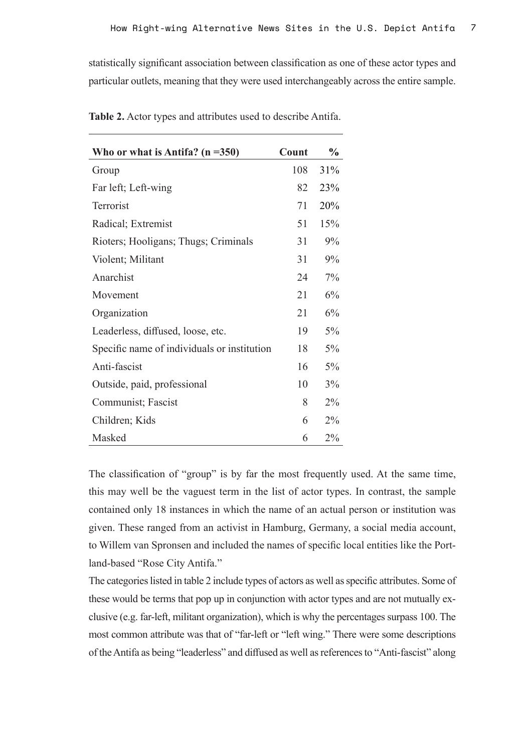statistically significant association between classification as one of these actor types and particular outlets, meaning that they were used interchangeably across the entire sample.

**Table 2.** Actor types and attributes used to describe Antifa.

| Who or what is Antifa? (n =350) | Count | % |
|---|---|---|
| Group | 108 | 31% |
| Far left; Left-wing | 82 | 23% |
| Terrorist | 71 | 20% |
| Radical; Extremist | 51 | 15% |
| Rioters; Hooligans; Thugs; Criminals | 31 | 9% |
| Violent; Militant | 31 | 9% |
| Anarchist | 24 | 7% |
| Movement | 21 | 6% |
| Organization | 21 | 6% |
| Leaderless, diffused, loose, etc. | 19 | 5% |
| Specific name of individuals or institution | 18 | 5% |
| Anti-fascist | 16 | 5% |
| Outside, paid, professional | 10 | 3% |
| Communist; Fascist | 8 | 2% |
| Children; Kids | 6 | 2% |
| Masked | 6 | 2% |

The classification of "group" is by far the most frequently used. At the same time, this may well be the vaguest term in the list of actor types. In contrast, the sample contained only 18 instances in which the name of an actual person or institution was given. These ranged from an activist in Hamburg, Germany, a social media account, to Willem van Spronsen and included the names of specific local entities like the Portland-based "Rose City Antifa."

The categories listed in table 2 include types of actors as well as specific attributes. Some of these would be terms that pop up in conjunction with actor types and are not mutually exclusive (e.g. far-left, militant organization), which is why the percentages surpass 100. The most common attribute was that of "far-left or "left wing." There were some descriptions of the Antifa as being "leaderless" and diffused as well as references to "Anti-fascist" along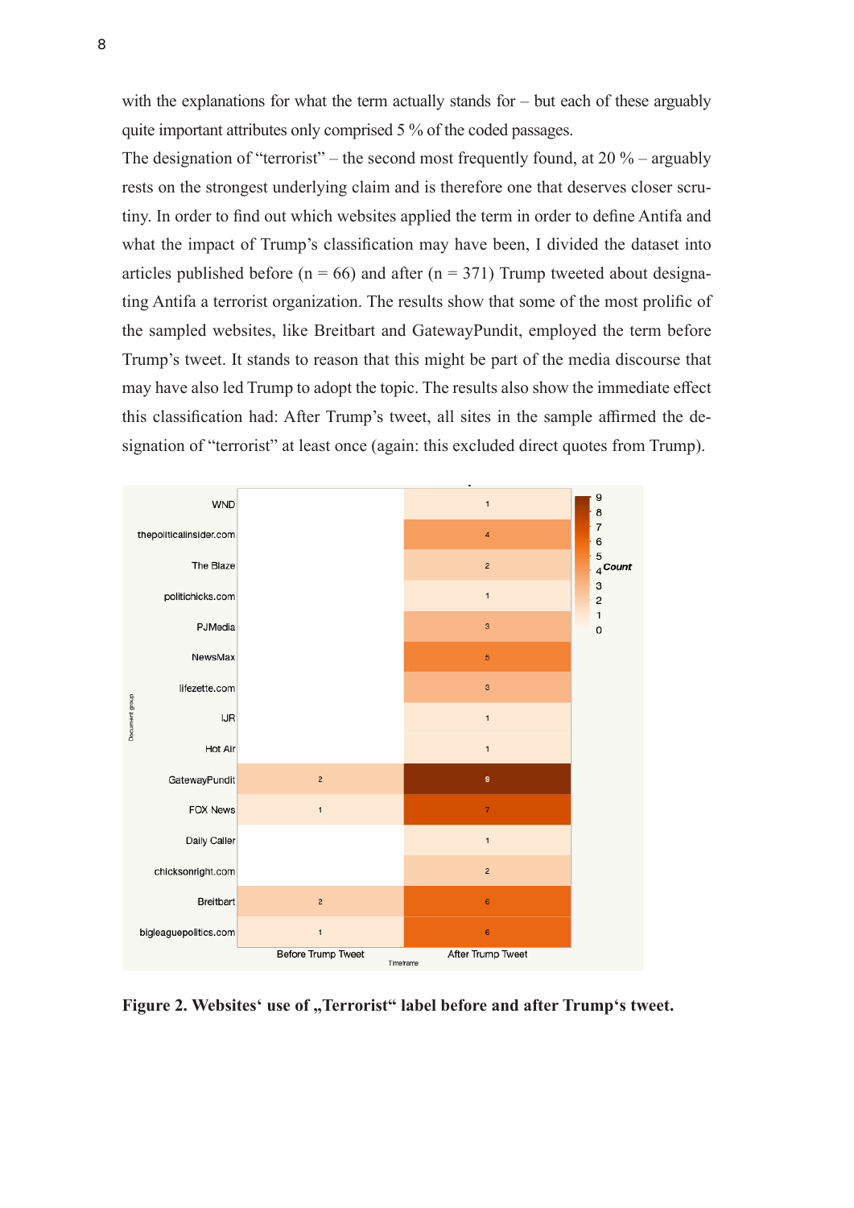with the explanations for what the term actually stands for – but each of these arguably quite important attributes only comprised 5 % of the coded passages.

The designation of "terrorist" – the second most frequently found, at 20 % – arguably rests on the strongest underlying claim and is therefore one that deserves closer scrutiny. In order to find out which websites applied the term in order to define Antifa and what the impact of Trump's classification may have been, I divided the dataset into articles published before (n = 66) and after (n = 371) Trump tweeted about designating Antifa a terrorist organization. The results show that some of the most prolific of the sampled websites, like Breitbart and GatewayPundit, employed the term before Trump's tweet. It stands to reason that this might be part of the media discourse that may have also led Trump to adopt the topic. The results also show the immediate effect this classification had: After Trump's tweet, all sites in the sample affirmed the designation of "terrorist" at least once (again: this excluded direct quotes from Trump).

**Figure 2. Websites' use of „Terrorist" label before and after Trump's tweet.**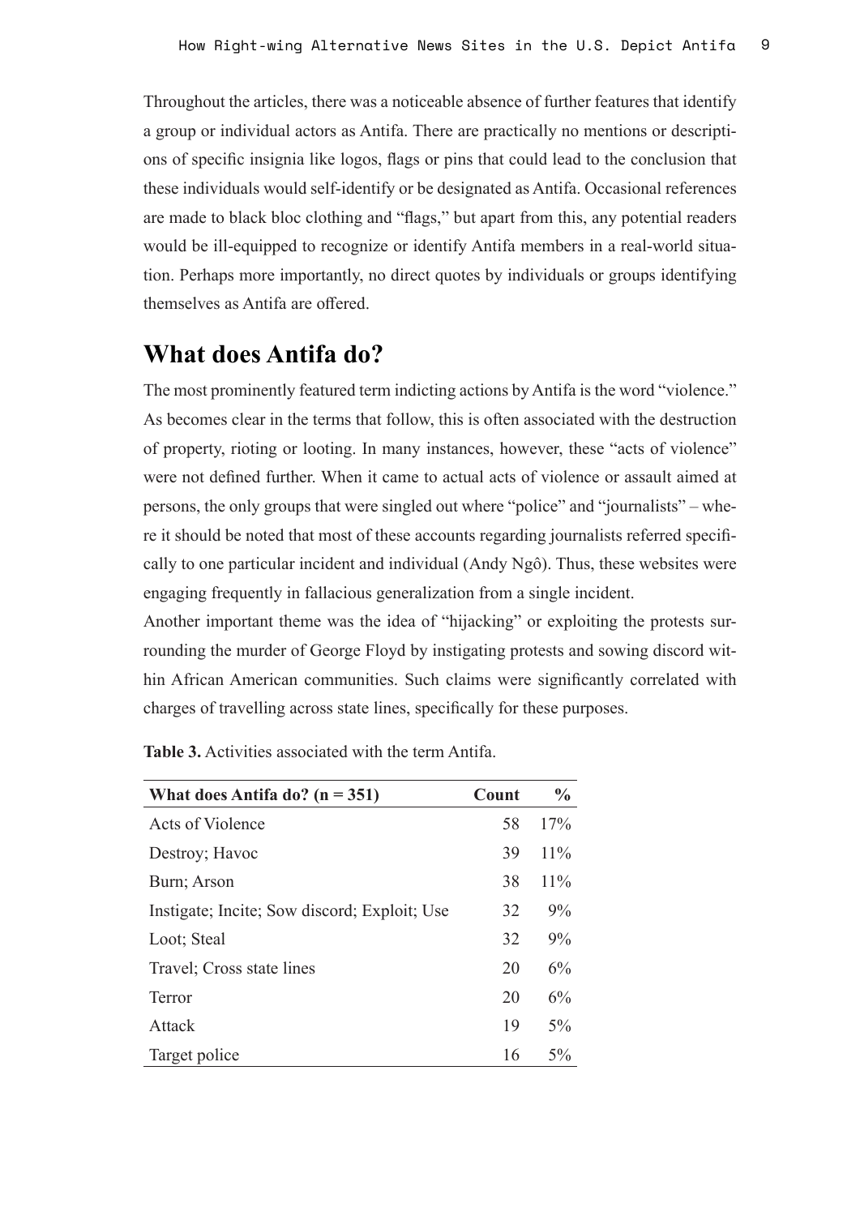Throughout the articles, there was a noticeable absence of further features that identify a group or individual actors as Antifa. There are practically no mentions or descriptions of specific insignia like logos, flags or pins that could lead to the conclusion that these individuals would self-identify or be designated as Antifa. Occasional references are made to black bloc clothing and "flags," but apart from this, any potential readers would be ill-equipped to recognize or identify Antifa members in a real-world situation. Perhaps more importantly, no direct quotes by individuals or groups identifying themselves as Antifa are offered.

## What does Antifa do?

The most prominently featured term indicting actions by Antifa is the word "violence." As becomes clear in the terms that follow, this is often associated with the destruction of property, rioting or looting. In many instances, however, these "acts of violence" were not defined further. When it came to actual acts of violence or assault aimed at persons, the only groups that were singled out where "police" and "journalists" – where it should be noted that most of these accounts regarding journalists referred specifically to one particular incident and individual (Andy Ngô). Thus, these websites were engaging frequently in fallacious generalization from a single incident.

Another important theme was the idea of "hijacking" or exploiting the protests surrounding the murder of George Floyd by instigating protests and sowing discord within African American communities. Such claims were significantly correlated with charges of travelling across state lines, specifically for these purposes.

**Table 3.** Activities associated with the term Antifa.

| What does Antifa do? (n = 351) | Count | % |
|---|---|---|
| Acts of Violence | 58 | 17% |
| Destroy; Havoc | 39 | 11% |
| Burn; Arson | 38 | 11% |
| Instigate; Incite; Sow discord; Exploit; Use | 32 | 9% |
| Loot; Steal | 32 | 9% |
| Travel; Cross state lines | 20 | 6% |
| Terror | 20 | 6% |
| Attack | 19 | 5% |
| Target police | 16 | 5% |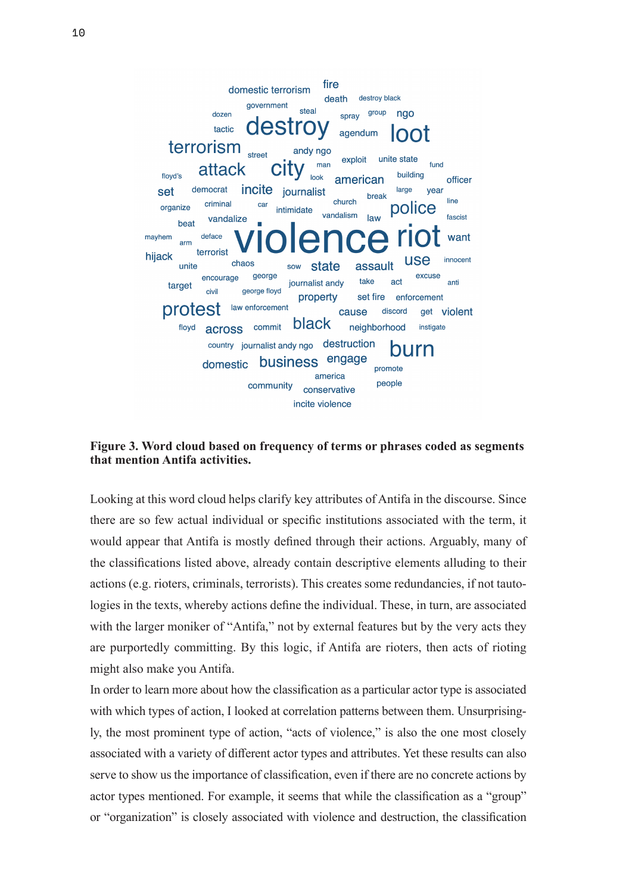**Figure 3. Word cloud based on frequency of terms or phrases coded as segments that mention Antifa activities.**

Looking at this word cloud helps clarify key attributes of Antifa in the discourse. Since there are so few actual individual or specific institutions associated with the term, it would appear that Antifa is mostly defined through their actions. Arguably, many of the classifications listed above, already contain descriptive elements alluding to their actions (e.g. rioters, criminals, terrorists). This creates some redundancies, if not tautologies in the texts, whereby actions define the individual. These, in turn, are associated with the larger moniker of "Antifa," not by external features but by the very acts they are purportedly committing. By this logic, if Antifa are rioters, then acts of rioting might also make you Antifa.

In order to learn more about how the classification as a particular actor type is associated with which types of action, I looked at correlation patterns between them. Unsurprisingly, the most prominent type of action, "acts of violence," is also the one most closely associated with a variety of different actor types and attributes. Yet these results can also serve to show us the importance of classification, even if there are no concrete actions by actor types mentioned. For example, it seems that while the classification as a "group" or "organization" is closely associated with violence and destruction, the classification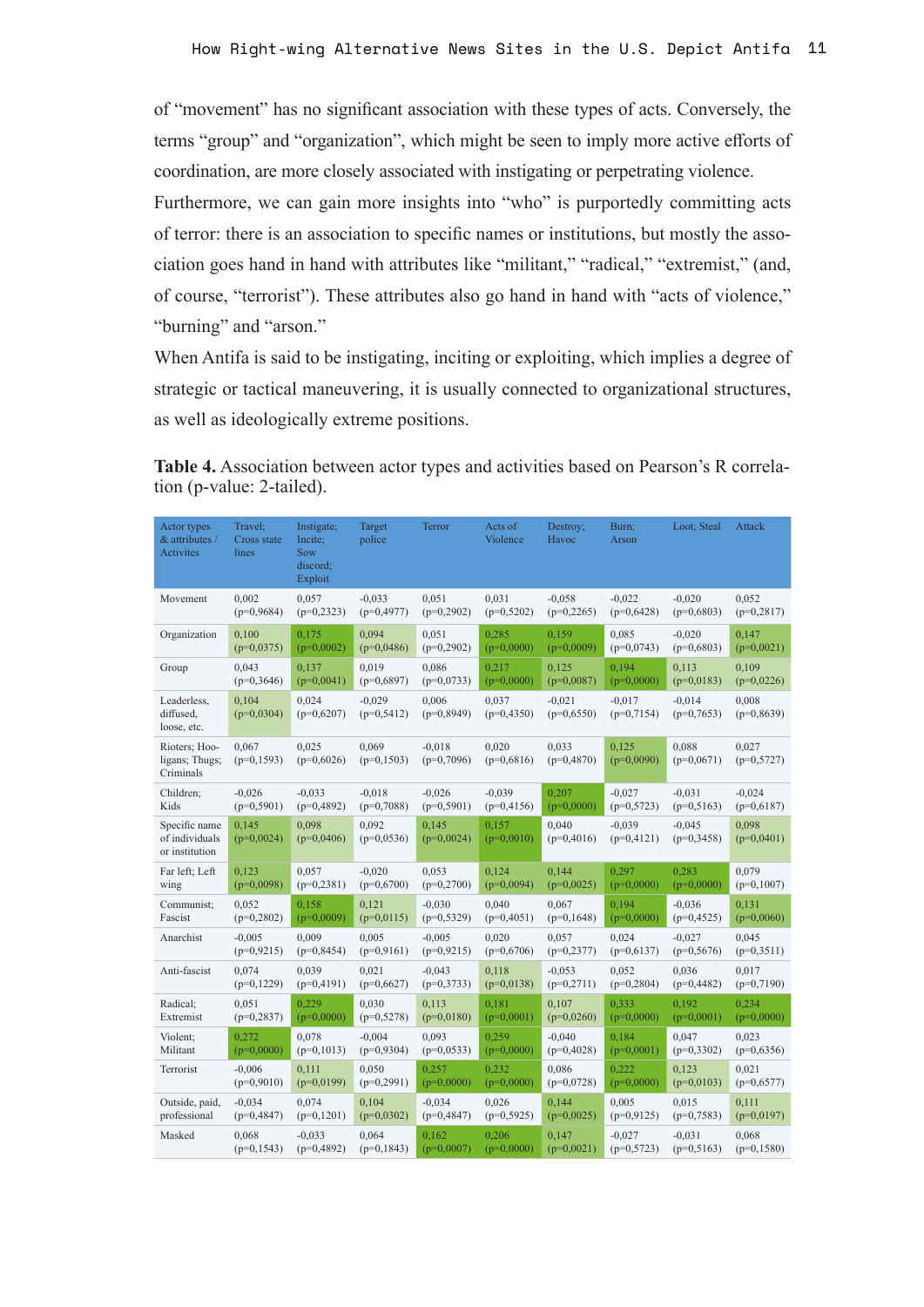of "movement" has no significant association with these types of acts. Conversely, the terms "group" and "organization", which might be seen to imply more active efforts of coordination, are more closely associated with instigating or perpetrating violence.

Furthermore, we can gain more insights into "who" is purportedly committing acts of terror: there is an association to specific names or institutions, but mostly the association goes hand in hand with attributes like "militant," "radical," "extremist," (and, of course, "terrorist"). These attributes also go hand in hand with "acts of violence," "burning" and "arson."

When Antifa is said to be instigating, inciting or exploiting, which implies a degree of strategic or tactical maneuvering, it is usually connected to organizational structures, as well as ideologically extreme positions.

**Table 4.** Association between actor types and activities based on Pearson's R correlation (p-value: 2-tailed).

| Actor types & attributes / Activites | Travel; Cross state lines | Instigate; Incite; Sow discord; Exploit | Target police | Terror | Acts of Violence | Destroy; Havoc | Burn; Arson | Loot; Steal | Attack |
|---|---|---|---|---|---|---|---|---|---|
| Movement | 0,002 (p=0,9684) | 0,057 (p=0,2323) | -0,033 (p=0,4977) | 0,051 (p=0,2902) | 0,031 (p=0,5202) | -0,058 (p=0,2265) | -0,022 (p=0,6428) | -0,020 (p=0,6803) | 0,052 (p=0,2817) |
| Organization | 0,100 (p=0,0375) | 0,175 (p=0,0002) | 0,094 (p=0,0486) | 0,051 (p=0,2902) | 0,285 (p=0,0000) | 0,159 (p=0,0009) | 0,085 (p=0,0743) | -0,020 (p=0,6803) | 0,147 (p=0,0021) |
| Group | 0,043 (p=0,3646) | 0,137 (p=0,0041) | 0,019 (p=0,6897) | 0,086 (p=0,0733) | 0,217 (p=0,0000) | 0,125 (p=0,0087) | 0,194 (p=0,0000) | 0,113 (p=0,0183) | 0,109 (p=0,0226) |
| Leaderless, diffused, loose, etc. | 0,104 (p=0,0304) | 0,024 (p=0,6207) | -0,029 (p=0,5412) | 0,006 (p=0,8949) | 0,037 (p=0,4350) | -0,021 (p=0,6550) | -0,017 (p=0,7154) | -0,014 (p=0,7653) | 0,008 (p=0,8639) |
| Rioters; Hooligans; Thugs; Criminals | 0,067 (p=0,1593) | 0,025 (p=0,6026) | 0,069 (p=0,1503) | -0,018 (p=0,7096) | 0,020 (p=0,6816) | 0,033 (p=0,4870) | 0,125 (p=0,0090) | 0,088 (p=0,0671) | 0,027 (p=0,5727) |
| Children; Kids | -0,026 (p=0,5901) | -0,033 (p=0,4892) | -0,018 (p=0,7088) | -0,026 (p=0,5901) | -0,039 (p=0,4156) | 0,207 (p=0,0000) | -0,027 (p=0,5723) | -0,031 (p=0,5163) | -0,024 (p=0,6187) |
| Specific name of individuals or institution | 0,145 (p=0,0024) | 0,098 (p=0,0406) | 0,092 (p=0,0536) | 0,145 (p=0,0024) | 0,157 (p=0,0010) | 0,040 (p=0,4016) | -0,039 (p=0,4121) | -0,045 (p=0,3458) | 0,098 (p=0,0401) |
| Far left; Left wing | 0,123 (p=0,0098) | 0,057 (p=0,2381) | -0,020 (p=0,6700) | 0,053 (p=0,2700) | 0,124 (p=0,0094) | 0,144 (p=0,0025) | 0,297 (p=0,0000) | 0,283 (p=0,0000) | 0,079 (p=0,1007) |
| Communist; Fascist | 0,052 (p=0,2802) | 0,158 (p=0,0009) | 0,121 (p=0,0115) | -0,030 (p=0,5329) | 0,040 (p=0,4051) | 0,067 (p=0,1648) | 0,194 (p=0,0000) | -0,036 (p=0,4525) | 0,131 (p=0,0060) |
| Anarchist | -0,005 (p=0,9215) | 0,009 (p=0,8454) | 0,005 (p=0,9161) | -0,005 (p=0,9215) | 0,020 (p=0,6706) | 0,057 (p=0,2377) | 0,024 (p=0,6137) | -0,027 (p=0,5676) | 0,045 (p=0,3511) |
| Anti-fascist | 0,074 (p=0,1229) | 0,039 (p=0,4191) | 0,021 (p=0,6627) | -0,043 (p=0,3733) | 0,118 (p=0,0138) | -0,053 (p=0,2711) | 0,052 (p=0,2804) | 0,036 (p=0,4482) | 0,017 (p=0,7190) |
| Radical; Extremist | 0,051 (p=0,2837) | 0,229 (p=0,0000) | 0,030 (p=0,5278) | 0,113 (p=0,0180) | 0,181 (p=0,0001) | 0,107 (p=0,0260) | 0,333 (p=0,0000) | 0,192 (p=0,0001) | 0,234 (p=0,0000) |
| Violent; Militant | 0,272 (p=0,0000) | 0,078 (p=0,1013) | -0,004 (p=0,9304) | 0,093 (p=0,0533) | 0,259 (p=0,0000) | -0,040 (p=0,4028) | 0,184 (p=0,0001) | 0,047 (p=0,3302) | 0,023 (p=0,6356) |
| Terrorist | -0,006 (p=0,9010) | 0,111 (p=0,0199) | 0,050 (p=0,2991) | 0,257 (p=0,0000) | 0,232 (p=0,0000) | 0,086 (p=0,0728) | 0,222 (p=0,0000) | 0,123 (p=0,0103) | 0,021 (p=0,6577) |
| Outside, paid, professional | -0,034 (p=0,4847) | 0,074 (p=0,1201) | 0,104 (p=0,0302) | -0,034 (p=0,4847) | 0,026 (p=0,5925) | 0,144 (p=0,0025) | 0,005 (p=0,9125) | 0,015 (p=0,7583) | 0,111 (p=0,0197) |
| Masked | 0,068 (p=0,1543) | -0,033 (p=0,4892) | 0,064 (p=0,1843) | 0,162 (p=0,0007) | 0,206 (p=0,0000) | 0,147 (p=0,0021) | -0,027 (p=0,5723) | -0,031 (p=0,5163) | 0,068 (p=0,1580) |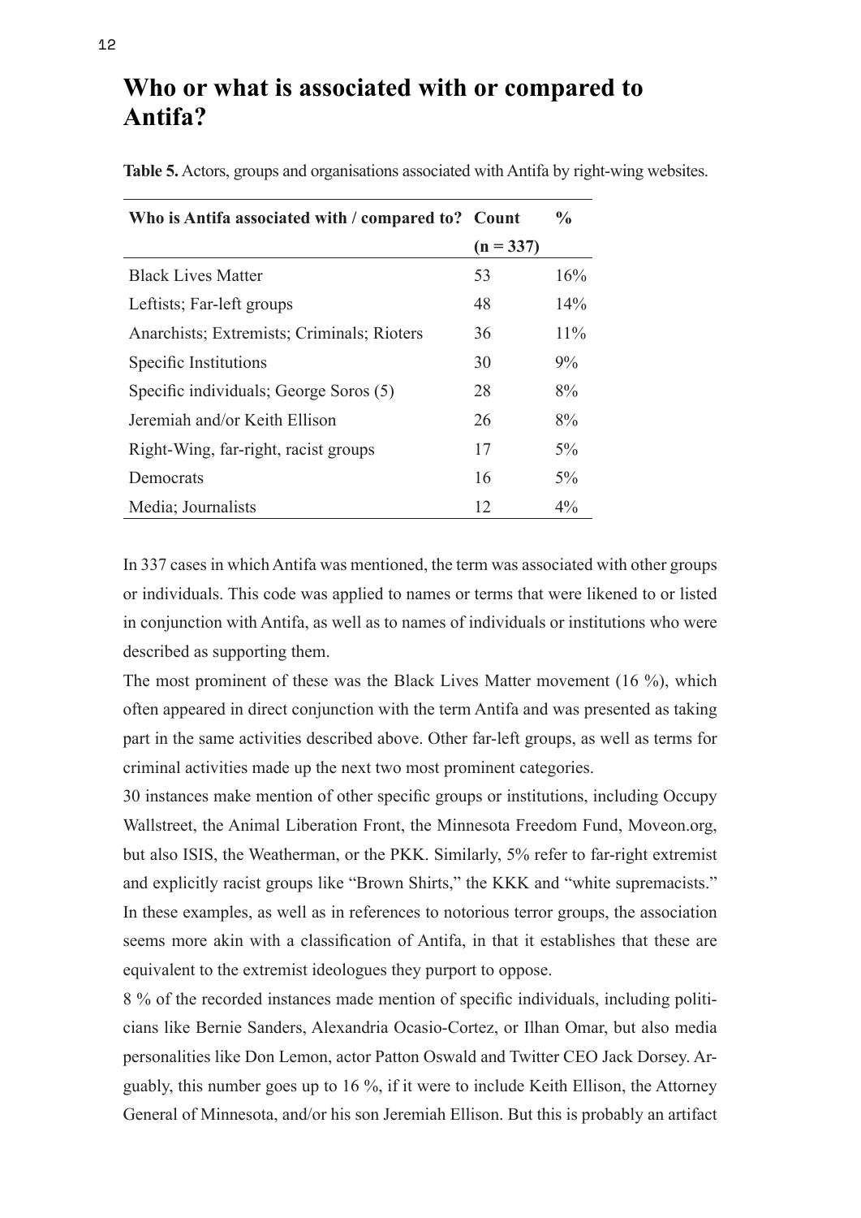## Who or what is associated with or compared to Antifa?

**Table 5.** Actors, groups and organisations associated with Antifa by right-wing websites.

| Who is Antifa associated with / compared to? | Count (n = 337) | % |
|---|---|---|
| Black Lives Matter | 53 | 16% |
| Leftists; Far-left groups | 48 | 14% |
| Anarchists; Extremists; Criminals; Rioters | 36 | 11% |
| Specific Institutions | 30 | 9% |
| Specific individuals; George Soros (5) | 28 | 8% |
| Jeremiah and/or Keith Ellison | 26 | 8% |
| Right-Wing, far-right, racist groups | 17 | 5% |
| Democrats | 16 | 5% |
| Media; Journalists | 12 | 4% |

In 337 cases in which Antifa was mentioned, the term was associated with other groups or individuals. This code was applied to names or terms that were likened to or listed in conjunction with Antifa, as well as to names of individuals or institutions who were described as supporting them.

The most prominent of these was the Black Lives Matter movement (16 %), which often appeared in direct conjunction with the term Antifa and was presented as taking part in the same activities described above. Other far-left groups, as well as terms for criminal activities made up the next two most prominent categories.

30 instances make mention of other specific groups or institutions, including Occupy Wallstreet, the Animal Liberation Front, the Minnesota Freedom Fund, Moveon.org, but also ISIS, the Weatherman, or the PKK. Similarly, 5% refer to far-right extremist and explicitly racist groups like "Brown Shirts," the KKK and "white supremacists." In these examples, as well as in references to notorious terror groups, the association seems more akin with a classification of Antifa, in that it establishes that these are equivalent to the extremist ideologues they purport to oppose.

8 % of the recorded instances made mention of specific individuals, including politicians like Bernie Sanders, Alexandria Ocasio-Cortez, or Ilhan Omar, but also media personalities like Don Lemon, actor Patton Oswald and Twitter CEO Jack Dorsey. Arguably, this number goes up to 16 %, if it were to include Keith Ellison, the Attorney General of Minnesota, and/or his son Jeremiah Ellison. But this is probably an artifact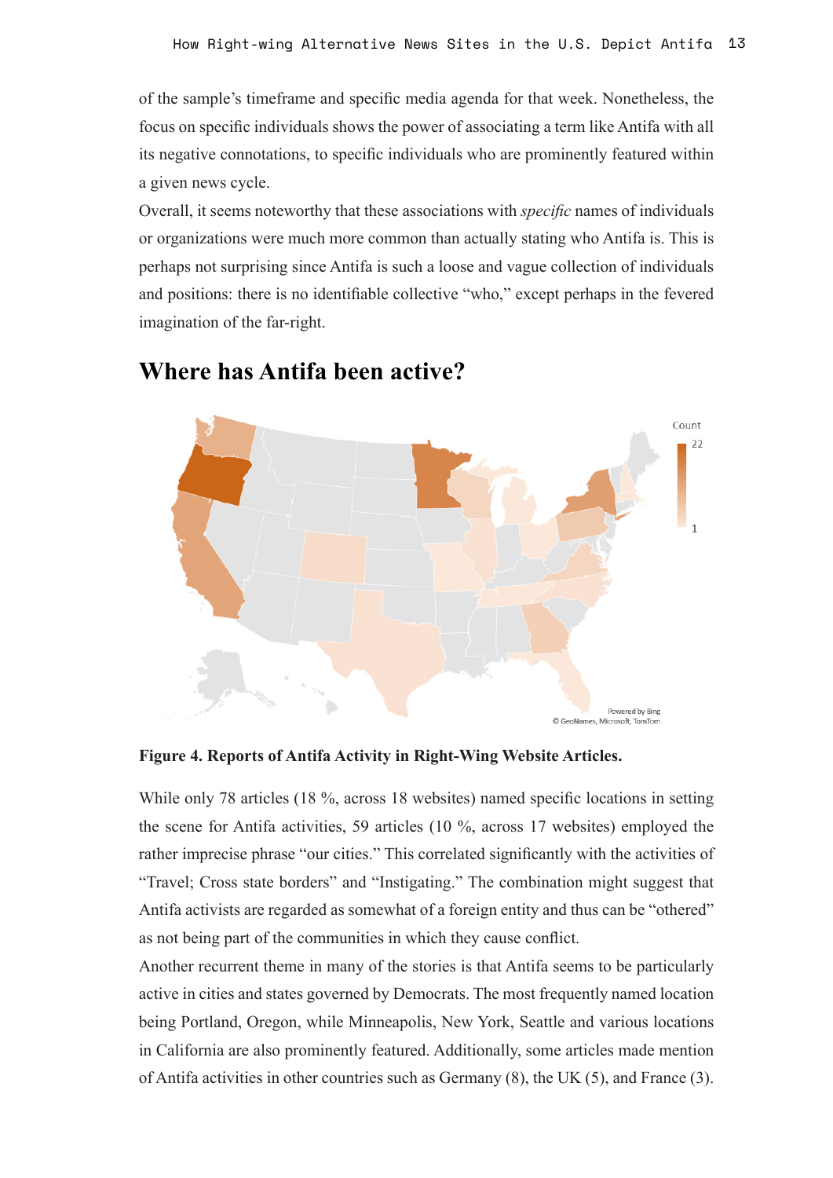of the sample's timeframe and specific media agenda for that week. Nonetheless, the focus on specific individuals shows the power of associating a term like Antifa with all its negative connotations, to specific individuals who are prominently featured within a given news cycle.

Overall, it seems noteworthy that these associations with *specific* names of individuals or organizations were much more common than actually stating who Antifa is. This is perhaps not surprising since Antifa is such a loose and vague collection of individuals and positions: there is no identifiable collective "who," except perhaps in the fevered imagination of the far-right.

## Where has Antifa been active?

**Figure 4. Reports of Antifa Activity in Right-Wing Website Articles.**

While only 78 articles (18 %, across 18 websites) named specific locations in setting the scene for Antifa activities, 59 articles (10 %, across 17 websites) employed the rather imprecise phrase "our cities." This correlated significantly with the activities of "Travel; Cross state borders" and "Instigating." The combination might suggest that Antifa activists are regarded as somewhat of a foreign entity and thus can be "othered" as not being part of the communities in which they cause conflict.

Another recurrent theme in many of the stories is that Antifa seems to be particularly active in cities and states governed by Democrats. The most frequently named location being Portland, Oregon, while Minneapolis, New York, Seattle and various locations in California are also prominently featured. Additionally, some articles made mention of Antifa activities in other countries such as Germany (8), the UK (5), and France (3).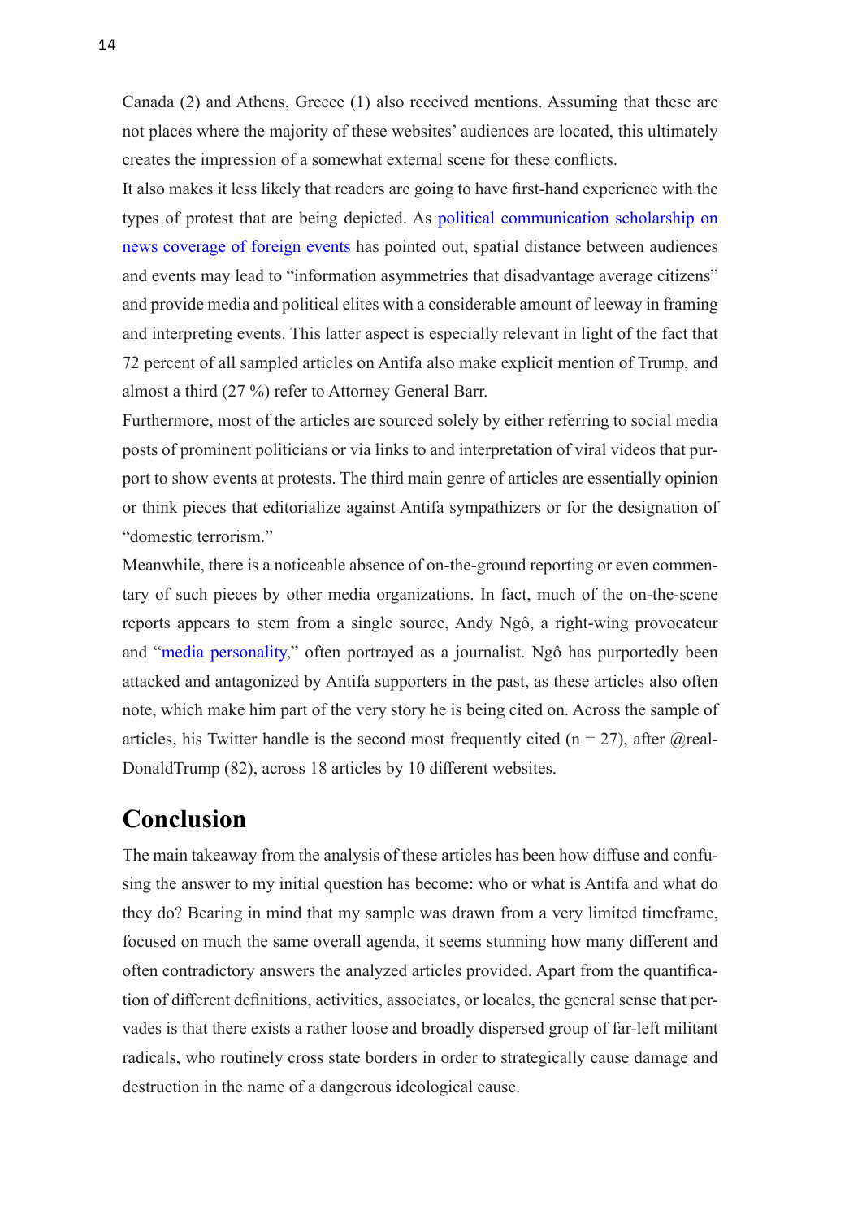Canada (2) and Athens, Greece (1) also received mentions. Assuming that these are not places where the majority of these websites' audiences are located, this ultimately creates the impression of a somewhat external scene for these conflicts.

It also makes it less likely that readers are going to have first-hand experience with the types of protest that are being depicted. As political communication scholarship on news coverage of foreign events has pointed out, spatial distance between audiences and events may lead to "information asymmetries that disadvantage average citizens" and provide media and political elites with a considerable amount of leeway in framing and interpreting events. This latter aspect is especially relevant in light of the fact that 72 percent of all sampled articles on Antifa also make explicit mention of Trump, and almost a third (27 %) refer to Attorney General Barr.

Furthermore, most of the articles are sourced solely by either referring to social media posts of prominent politicians or via links to and interpretation of viral videos that purport to show events at protests. The third main genre of articles are essentially opinion or think pieces that editorialize against Antifa sympathizers or for the designation of "domestic terrorism."

Meanwhile, there is a noticeable absence of on-the-ground reporting or even commentary of such pieces by other media organizations. In fact, much of the on-the-scene reports appears to stem from a single source, Andy Ngô, a right-wing provocateur and "media personality," often portrayed as a journalist. Ngô has purportedly been attacked and antagonized by Antifa supporters in the past, as these articles also often note, which make him part of the very story he is being cited on. Across the sample of articles, his Twitter handle is the second most frequently cited (n = 27), after @realDonaldTrump (82), across 18 articles by 10 different websites.

## Conclusion

The main takeaway from the analysis of these articles has been how diffuse and confusing the answer to my initial question has become: who or what is Antifa and what do they do? Bearing in mind that my sample was drawn from a very limited timeframe, focused on much the same overall agenda, it seems stunning how many different and often contradictory answers the analyzed articles provided. Apart from the quantification of different definitions, activities, associates, or locales, the general sense that pervades is that there exists a rather loose and broadly dispersed group of far-left militant radicals, who routinely cross state borders in order to strategically cause damage and destruction in the name of a dangerous ideological cause.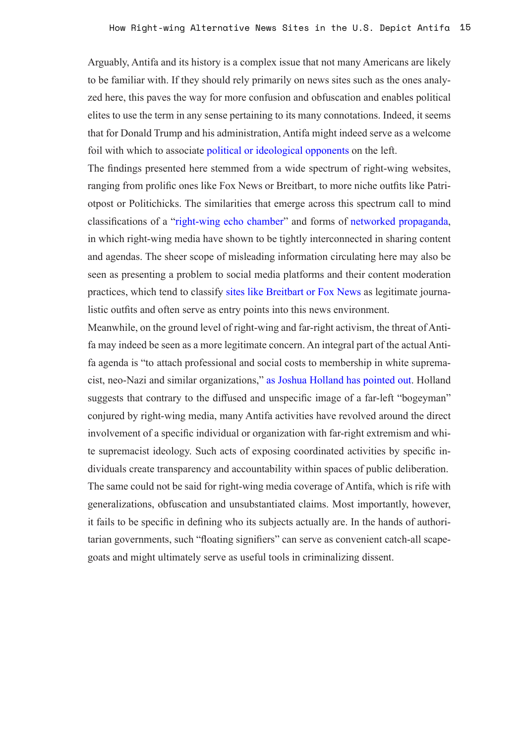Arguably, Antifa and its history is a complex issue that not many Americans are likely to be familiar with. If they should rely primarily on news sites such as the ones analyzed here, this paves the way for more confusion and obfuscation and enables political elites to use the term in any sense pertaining to its many connotations. Indeed, it seems that for Donald Trump and his administration, Antifa might indeed serve as a welcome foil with which to associate political or ideological opponents on the left.

The findings presented here stemmed from a wide spectrum of right-wing websites, ranging from prolific ones like Fox News or Breitbart, to more niche outfits like Patriotpost or Politichicks. The similarities that emerge across this spectrum call to mind classifications of a "right-wing echo chamber" and forms of networked propaganda, in which right-wing media have shown to be tightly interconnected in sharing content and agendas. The sheer scope of misleading information circulating here may also be seen as presenting a problem to social media platforms and their content moderation practices, which tend to classify sites like Breitbart or Fox News as legitimate journalistic outfits and often serve as entry points into this news environment.

Meanwhile, on the ground level of right-wing and far-right activism, the threat of Antifa may indeed be seen as a more legitimate concern. An integral part of the actual Antifa agenda is "to attach professional and social costs to membership in white supremacist, neo-Nazi and similar organizations," as Joshua Holland has pointed out. Holland suggests that contrary to the diffused and unspecific image of a far-left "bogeyman" conjured by right-wing media, many Antifa activities have revolved around the direct involvement of a specific individual or organization with far-right extremism and white supremacist ideology. Such acts of exposing coordinated activities by specific individuals create transparency and accountability within spaces of public deliberation. The same could not be said for right-wing media coverage of Antifa, which is rife with generalizations, obfuscation and unsubstantiated claims. Most importantly, however, it fails to be specific in defining who its subjects actually are. In the hands of authoritarian governments, such "floating signifiers" can serve as convenient catch-all scapegoats and might ultimately serve as useful tools in criminalizing dissent.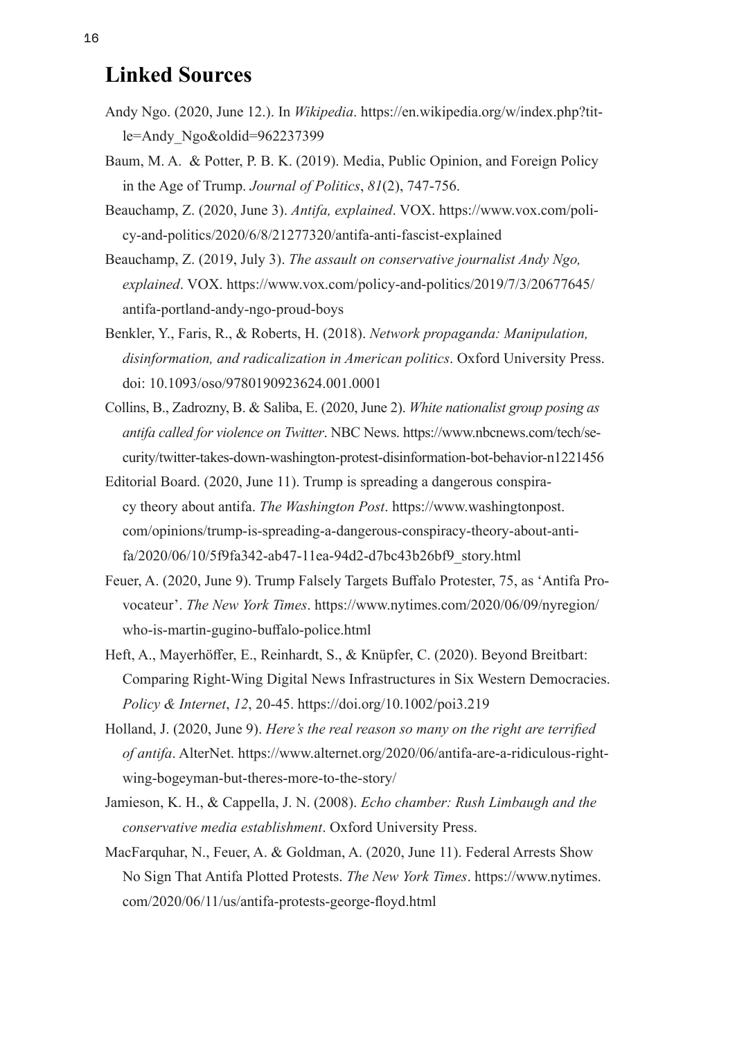## Linked Sources

Andy Ngo. (2020, June 12.). In *Wikipedia*. https://en.wikipedia.org/w/index.php?title=Andy_Ngo&oldid=962237399

Baum, M. A. & Potter, P. B. K. (2019). Media, Public Opinion, and Foreign Policy in the Age of Trump. *Journal of Politics*, *81*(2), 747-756.

Beauchamp, Z. (2020, June 3). *Antifa, explained*. VOX. https://www.vox.com/policy-and-politics/2020/6/8/21277320/antifa-anti-fascist-explained

Beauchamp, Z. (2019, July 3). *The assault on conservative journalist Andy Ngo, explained*. VOX. https://www.vox.com/policy-and-politics/2019/7/3/20677645/antifa-portland-andy-ngo-proud-boys

Benkler, Y., Faris, R., & Roberts, H. (2018). *Network propaganda: Manipulation, disinformation, and radicalization in American politics*. Oxford University Press. doi: 10.1093/oso/9780190923624.001.0001

Collins, B., Zadrozny, B. & Saliba, E. (2020, June 2). *White nationalist group posing as antifa called for violence on Twitter*. NBC News. https://www.nbcnews.com/tech/security/twitter-takes-down-washington-protest-disinformation-bot-behavior-n1221456

Editorial Board. (2020, June 11). Trump is spreading a dangerous conspiracy theory about antifa. *The Washington Post*. https://www.washingtonpost.com/opinions/trump-is-spreading-a-dangerous-conspiracy-theory-about-antifa/2020/06/10/5f9fa342-ab47-11ea-94d2-d7bc43b26bf9_story.html

Feuer, A. (2020, June 9). Trump Falsely Targets Buffalo Protester, 75, as 'Antifa Provocateur'. *The New York Times*. https://www.nytimes.com/2020/06/09/nyregion/who-is-martin-gugino-buffalo-police.html

Heft, A., Mayerhöffer, E., Reinhardt, S., & Knüpfer, C. (2020). Beyond Breitbart: Comparing Right-Wing Digital News Infrastructures in Six Western Democracies. *Policy & Internet*, *12*, 20-45. https://doi.org/10.1002/poi3.219

Holland, J. (2020, June 9). *Here's the real reason so many on the right are terrified of antifa*. AlterNet. https://www.alternet.org/2020/06/antifa-are-a-ridiculous-right-wing-bogeyman-but-theres-more-to-the-story/

Jamieson, K. H., & Cappella, J. N. (2008). *Echo chamber: Rush Limbaugh and the conservative media establishment*. Oxford University Press.

MacFarquhar, N., Feuer, A. & Goldman, A. (2020, June 11). Federal Arrests Show No Sign That Antifa Plotted Protests. *The New York Times*. https://www.nytimes.com/2020/06/11/us/antifa-protests-george-floyd.html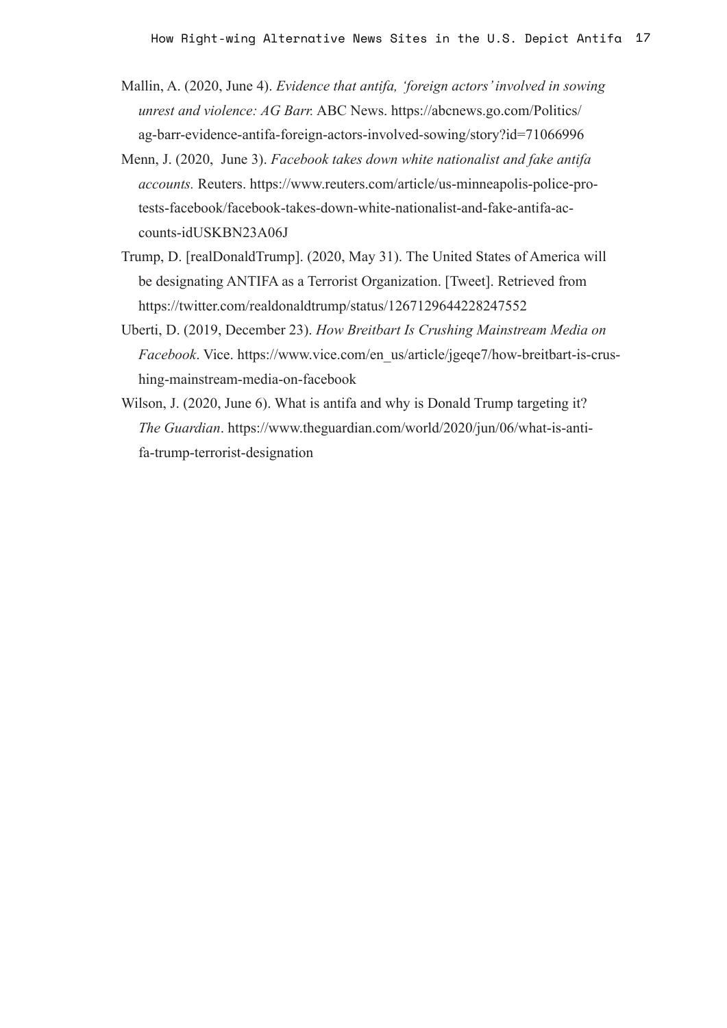Mallin, A. (2020, June 4). *Evidence that antifa, 'foreign actors' involved in sowing unrest and violence: AG Barr.* ABC News. https://abcnews.go.com/Politics/ag-barr-evidence-antifa-foreign-actors-involved-sowing/story?id=71066996

Menn, J. (2020, June 3). *Facebook takes down white nationalist and fake antifa accounts.* Reuters. https://www.reuters.com/article/us-minneapolis-police-protests-facebook/facebook-takes-down-white-nationalist-and-fake-antifa-accounts-idUSKBN23A06J

Trump, D. [realDonaldTrump]. (2020, May 31). The United States of America will be designating ANTIFA as a Terrorist Organization. [Tweet]. Retrieved from https://twitter.com/realdonaldtrump/status/1267129644228247552

Uberti, D. (2019, December 23). *How Breitbart Is Crushing Mainstream Media on Facebook*. Vice. https://www.vice.com/en_us/article/jgeqe7/how-breitbart-is-crushing-mainstream-media-on-facebook

Wilson, J. (2020, June 6). What is antifa and why is Donald Trump targeting it? *The Guardian*. https://www.theguardian.com/world/2020/jun/06/what-is-antifa-trump-terrorist-designation